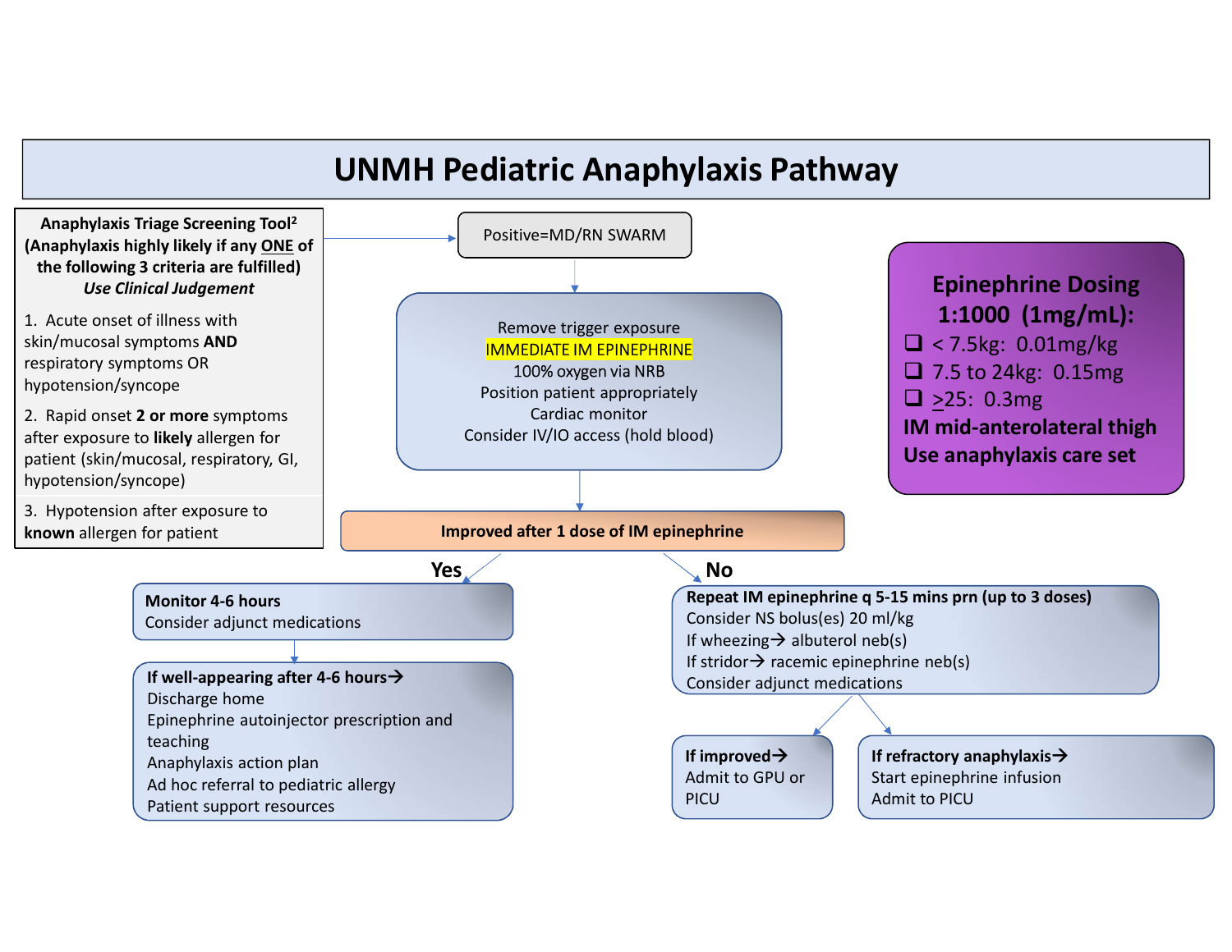# UNMH Pediatric Anaphylaxis Pathway

**Anaphylaxis Triage Screening Tool[2]**
**(Anaphylaxis highly likely if any ONE of the following 3 criteria are fulfilled)**
***Use Clinical Judgement***

1. Acute onset of illness with skin/mucosal symptoms **AND** respiratory symptoms OR hypotension/syncope
2. Rapid onset **2 or more** symptoms after exposure to **likely** allergen for patient (skin/mucosal, respiratory, GI, hypotension/syncope)
3. Hypotension after exposure to **known** allergen for patient

Positive=MD/RN SWARM

Remove trigger exposure
IMMEDIATE IM EPINEPHRINE
100% oxygen via NRB
Position patient appropriately
Cardiac monitor
Consider IV/IO access (hold blood)

**Epinephrine Dosing 1:1000 (1mg/mL):**

- ❑ < 7.5kg: 0.01mg/kg
- ❑ 7.5 to 24kg: 0.15mg
- ❑ ≥25: 0.3mg

**IM mid-anterolateral thigh**
**Use anaphylaxis care set**

**Improved after 1 dose of IM epinephrine**

**Yes**

**Monitor 4-6 hours**
Consider adjunct medications

**If well-appearing after 4-6 hours→**
Discharge home
Epinephrine autoinjector prescription and teaching
Anaphylaxis action plan
Ad hoc referral to pediatric allergy
Patient support resources

**No**

**Repeat IM epinephrine q 5-15 mins prn (up to 3 doses)**
Consider NS bolus(es) 20 ml/kg
If wheezing→ albuterol neb(s)
If stridor→ racemic epinephrine neb(s)
Consider adjunct medications

**If improved→**
Admit to GPU or PICU

**If refractory anaphylaxis→**
Start epinephrine infusion
Admit to PICU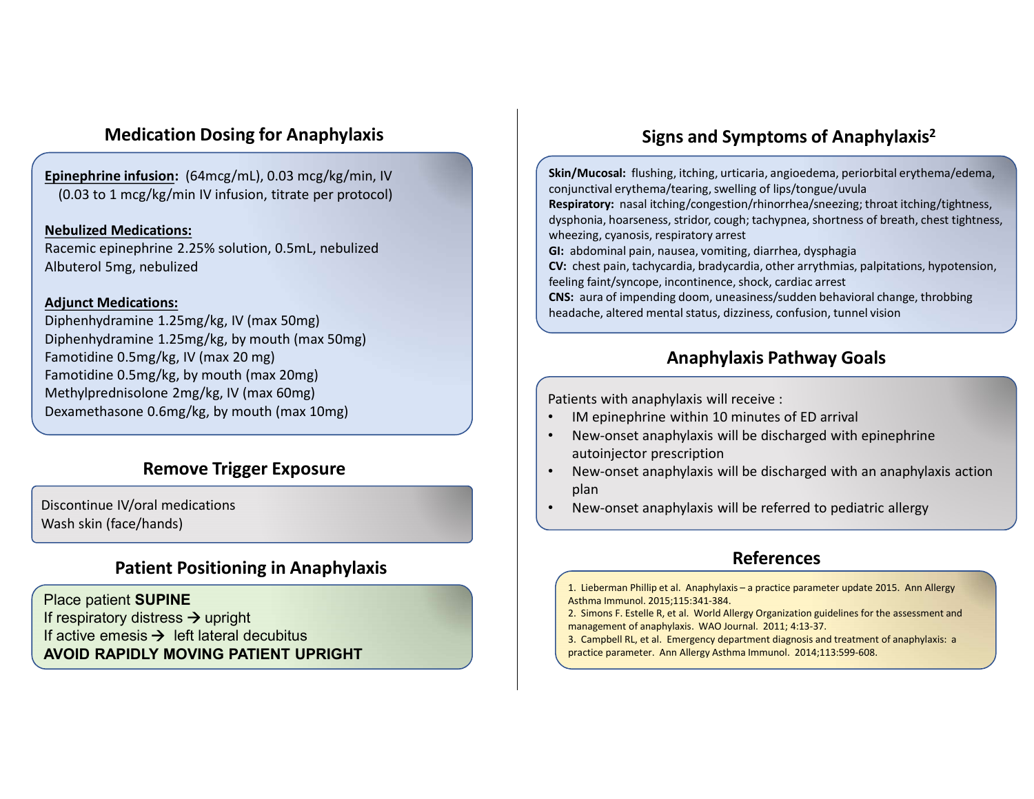## Medication Dosing for Anaphylaxis

**Epinephrine infusion:** (64mcg/mL), 0.03 mcg/kg/min, IV
(0.03 to 1 mcg/kg/min IV infusion, titrate per protocol)

**Nebulized Medications:**
Racemic epinephrine 2.25% solution, 0.5mL, nebulized
Albuterol 5mg, nebulized

**Adjunct Medications:**
Diphenhydramine 1.25mg/kg, IV (max 50mg)
Diphenhydramine 1.25mg/kg, by mouth (max 50mg)
Famotidine 0.5mg/kg, IV (max 20 mg)
Famotidine 0.5mg/kg, by mouth (max 20mg)
Methylprednisolone 2mg/kg, IV (max 60mg)
Dexamethasone 0.6mg/kg, by mouth (max 10mg)

## Remove Trigger Exposure

Discontinue IV/oral medications
Wash skin (face/hands)

## Patient Positioning in Anaphylaxis

Place patient **SUPINE**
If respiratory distress → upright
If active emesis → left lateral decubitus
**AVOID RAPIDLY MOVING PATIENT UPRIGHT**

## Signs and Symptoms of Anaphylaxis[2]

**Skin/Mucosal:** flushing, itching, urticaria, angioedema, periorbital erythema/edema, conjunctival erythema/tearing, swelling of lips/tongue/uvula
**Respiratory:** nasal itching/congestion/rhinorrhea/sneezing; throat itching/tightness, dysphonia, hoarseness, stridor, cough; tachypnea, shortness of breath, chest tightness, wheezing, cyanosis, respiratory arrest
**GI:** abdominal pain, nausea, vomiting, diarrhea, dysphagia
**CV:** chest pain, tachycardia, bradycardia, other arrythmias, palpitations, hypotension, feeling faint/syncope, incontinence, shock, cardiac arrest
**CNS:** aura of impending doom, uneasiness/sudden behavioral change, throbbing headache, altered mental status, dizziness, confusion, tunnel vision

## Anaphylaxis Pathway Goals

Patients with anaphylaxis will receive :

- IM epinephrine within 10 minutes of ED arrival
- New-onset anaphylaxis will be discharged with epinephrine autoinjector prescription
- New-onset anaphylaxis will be discharged with an anaphylaxis action plan
- New-onset anaphylaxis will be referred to pediatric allergy

## References

1. Lieberman Phillip et al. Anaphylaxis – a practice parameter update 2015. Ann Allergy Asthma Immunol. 2015;115:341-384.
2. Simons F. Estelle R, et al. World Allergy Organization guidelines for the assessment and management of anaphylaxis. WAO Journal. 2011; 4:13-37.
3. Campbell RL, et al. Emergency department diagnosis and treatment of anaphylaxis: a practice parameter. Ann Allergy Asthma Immunol. 2014;113:599-608.